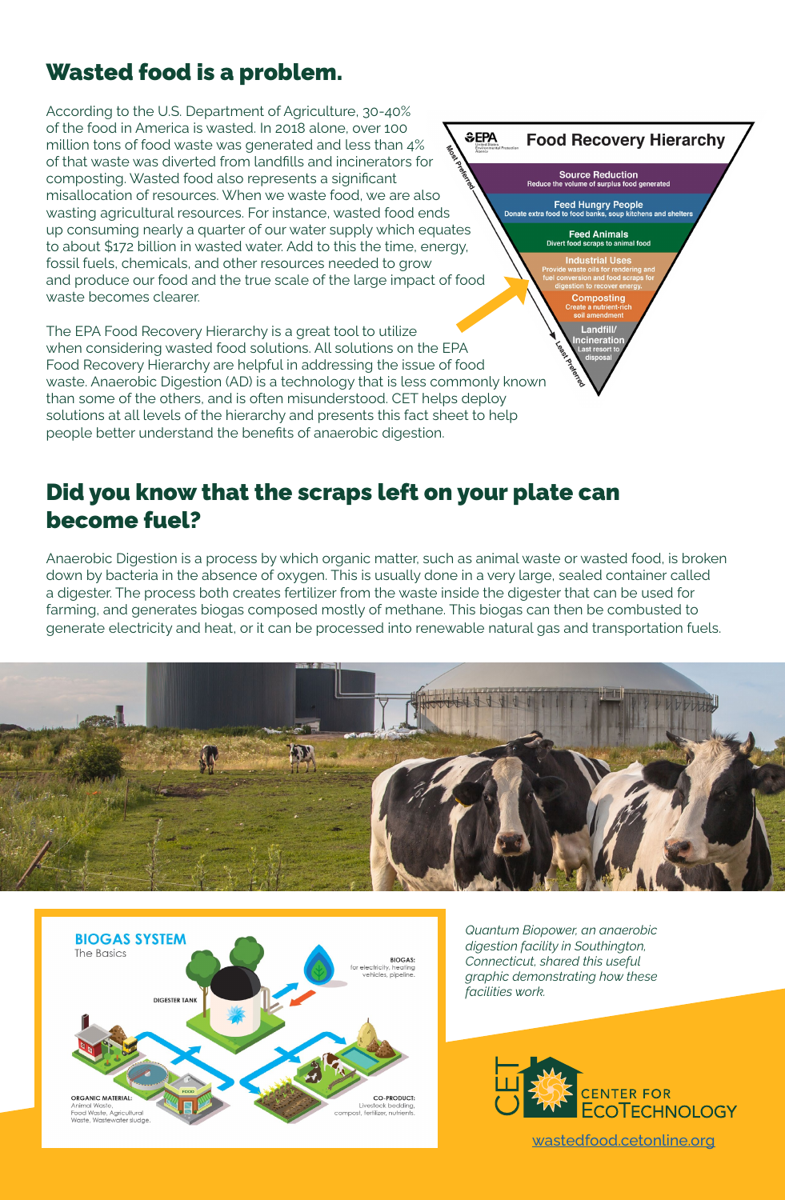## Wasted food is a problem.

According to the U.S. Department of Agriculture, 30-40% of the food in America is wasted. In 2018 alone, over 100 million tons of food waste was generated and less than 4% of that waste was diverted from landfills and incinerators for composting. Wasted food also represents a significant misallocation of resources. When we waste food, we are also wasting agricultural resources. For instance, wasted food ends up consuming nearly a quarter of our water supply which equates to about $172 billion in wasted water. Add to this the time, energy, fossil fuels, chemicals, and other resources needed to grow and produce our food and the true scale of the large impact of food waste becomes clearer.

**EPA Food Recovery Hierarchy**

*Most Preferred*

- **Source Reduction** – Reduce the volume of surplus food generated
- **Feed Hungry People** – Donate extra food to food banks, soup kitchens and shelters
- **Feed Animals** – Divert food scraps to animal food
- **Industrial Uses** – Provide waste oils for rendering and fuel conversion and food scraps for digestion to recover energy.
- **Composting** – Create a nutrient-rich soil amendment
- **Landfill/ Incineration** – Last resort to disposal

*Least Preferred*

The EPA Food Recovery Hierarchy is a great tool to utilize when considering wasted food solutions. All solutions on the EPA Food Recovery Hierarchy are helpful in addressing the issue of food waste. Anaerobic Digestion (AD) is a technology that is less commonly known than some of the others, and is often misunderstood. CET helps deploy solutions at all levels of the hierarchy and presents this fact sheet to help people better understand the benefits of anaerobic digestion.

## Did you know that the scraps left on your plate can become fuel?

Anaerobic Digestion is a process by which organic matter, such as animal waste or wasted food, is broken down by bacteria in the absence of oxygen. This is usually done in a very large, sealed container called a digester. The process both creates fertilizer from the waste inside the digester that can be used for farming, and generates biogas composed mostly of methane. This biogas can then be combusted to generate electricity and heat, or it can be processed into renewable natural gas and transportation fuels.

**BIOGAS SYSTEM**
The Basics

- DIGESTER TANK
- BIOGAS: for electricity, heating vehicles, pipeline.
- ORGANIC MATERIAL: Animal Waste, Food Waste, Agricultural Waste, Wastewater sludge.
- CO-PRODUCT: Livestock bedding, compost, fertilizer, nutrients.

*Quantum Biopower, an anaerobic digestion facility in Southington, Connecticut, shared this useful graphic demonstrating how these facilities work.*

CET CENTER FOR ECOTECHNOLOGY

wastedfood.cetonline.org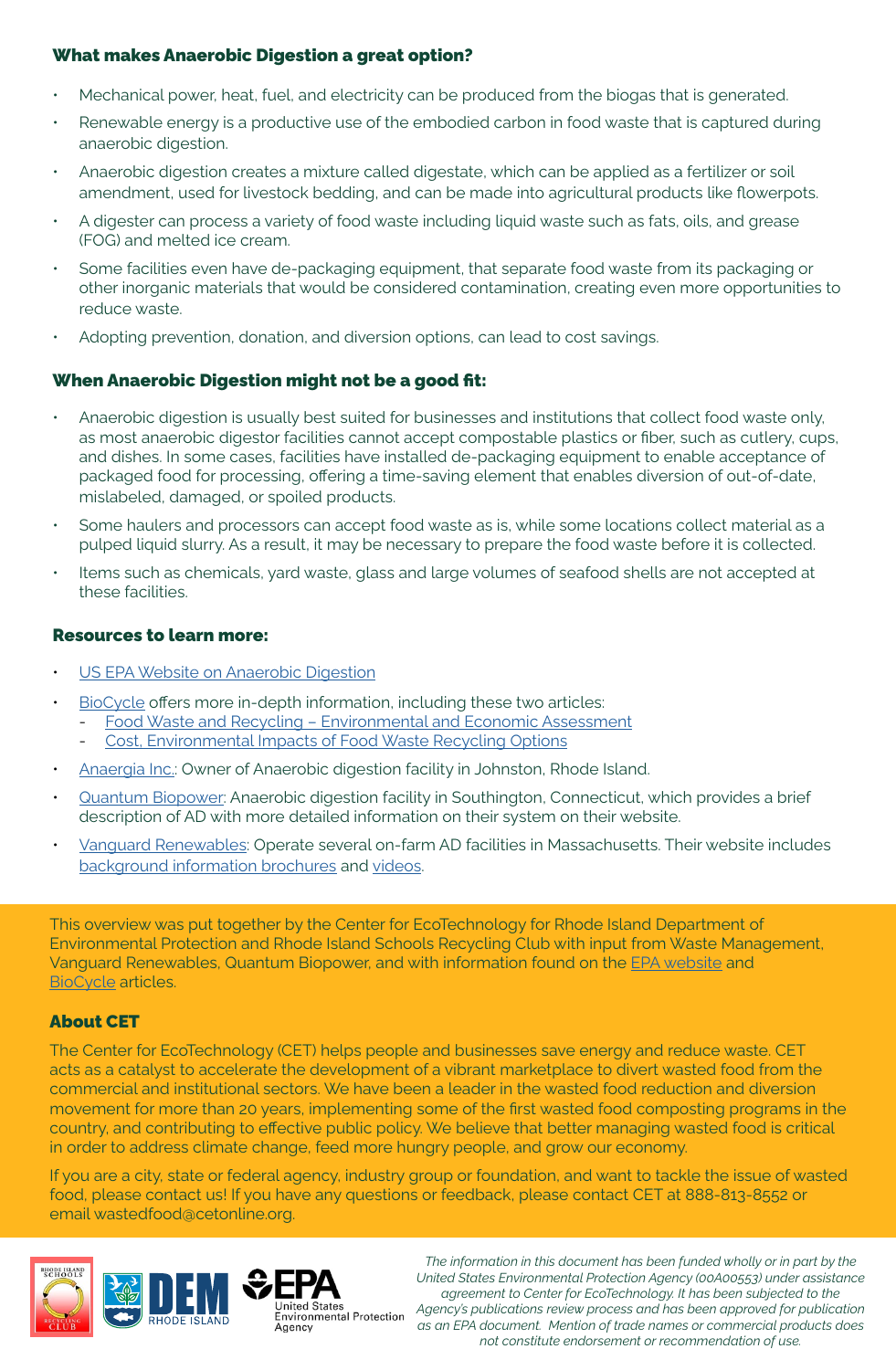### What makes Anaerobic Digestion a great option?

- Mechanical power, heat, fuel, and electricity can be produced from the biogas that is generated.
- Renewable energy is a productive use of the embodied carbon in food waste that is captured during anaerobic digestion.
- Anaerobic digestion creates a mixture called digestate, which can be applied as a fertilizer or soil amendment, used for livestock bedding, and can be made into agricultural products like flowerpots.
- A digester can process a variety of food waste including liquid waste such as fats, oils, and grease (FOG) and melted ice cream.
- Some facilities even have de-packaging equipment, that separate food waste from its packaging or other inorganic materials that would be considered contamination, creating even more opportunities to reduce waste.
- Adopting prevention, donation, and diversion options, can lead to cost savings.

### When Anaerobic Digestion might not be a good fit:

- Anaerobic digestion is usually best suited for businesses and institutions that collect food waste only, as most anaerobic digestor facilities cannot accept compostable plastics or fiber, such as cutlery, cups, and dishes. In some cases, facilities have installed de-packaging equipment to enable acceptance of packaged food for processing, offering a time-saving element that enables diversion of out-of-date, mislabeled, damaged, or spoiled products.
- Some haulers and processors can accept food waste as is, while some locations collect material as a pulped liquid slurry. As a result, it may be necessary to prepare the food waste before it is collected.
- Items such as chemicals, yard waste, glass and large volumes of seafood shells are not accepted at these facilities.

### Resources to learn more:

- US EPA Website on Anaerobic Digestion
- BioCycle offers more in-depth information, including these two articles:
  - Food Waste and Recycling – Environmental and Economic Assessment
  - Cost, Environmental Impacts of Food Waste Recycling Options
- Anaergia Inc.: Owner of Anaerobic digestion facility in Johnston, Rhode Island.
- Quantum Biopower: Anaerobic digestion facility in Southington, Connecticut, which provides a brief description of AD with more detailed information on their system on their website.
- Vanguard Renewables: Operate several on-farm AD facilities in Massachusetts. Their website includes background information brochures and videos.

This overview was put together by the Center for EcoTechnology for Rhode Island Department of Environmental Protection and Rhode Island Schools Recycling Club with input from Waste Management, Vanguard Renewables, Quantum Biopower, and with information found on the EPA website and BioCycle articles.

### About CET

The Center for EcoTechnology (CET) helps people and businesses save energy and reduce waste. CET acts as a catalyst to accelerate the development of a vibrant marketplace to divert wasted food from the commercial and institutional sectors. We have been a leader in the wasted food reduction and diversion movement for more than 20 years, implementing some of the first wasted food composting programs in the country, and contributing to effective public policy. We believe that better managing wasted food is critical in order to address climate change, feed more hungry people, and grow our economy.

If you are a city, state or federal agency, industry group or foundation, and want to tackle the issue of wasted food, please contact us! If you have any questions or feedback, please contact CET at 888-813-8552 or email wastedfood@cetonline.org.

*The information in this document has been funded wholly or in part by the United States Environmental Protection Agency (00A00553) under assistance agreement to Center for EcoTechnology. It has been subjected to the Agency's publications review process and has been approved for publication as an EPA document. Mention of trade names or commercial products does not constitute endorsement or recommendation of use.*